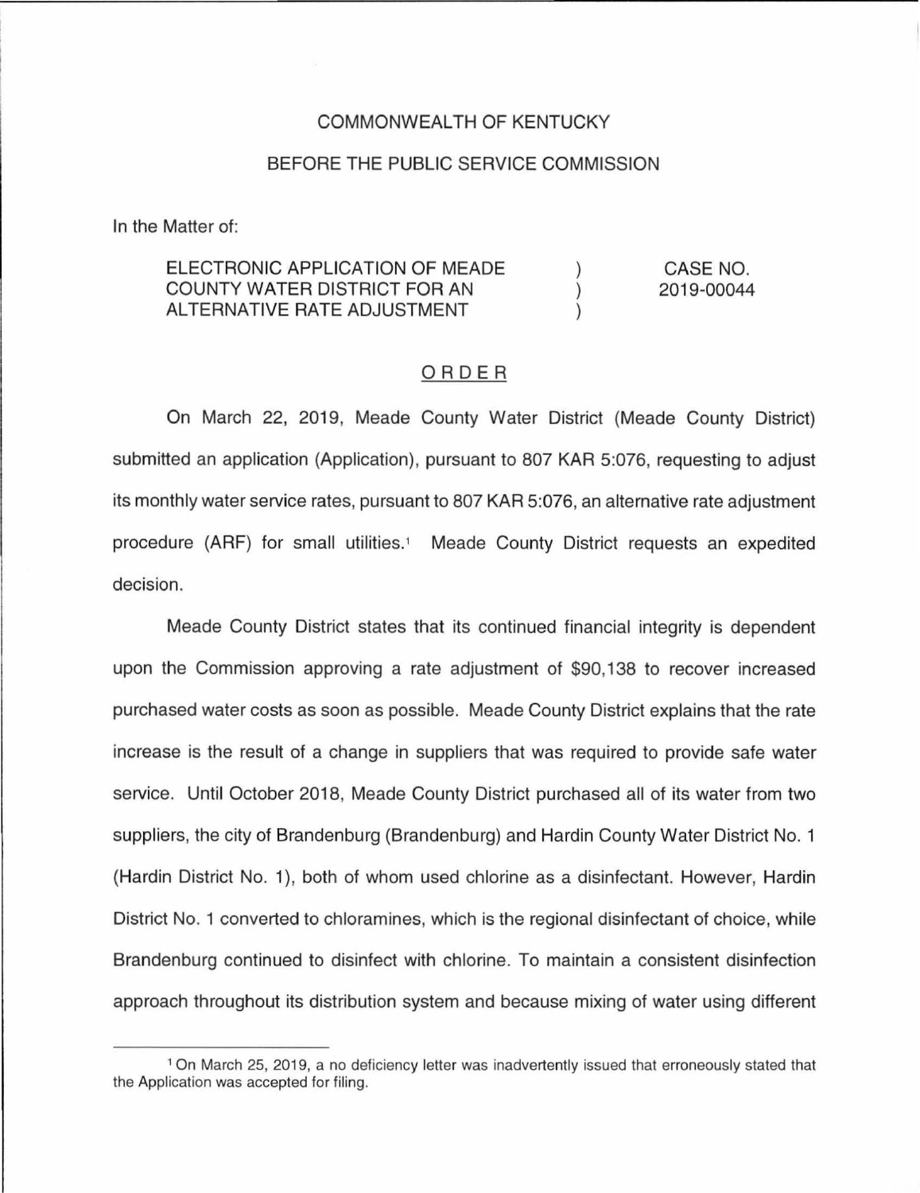COMMONWEALTH OF KENTUCKY

BEFORE THE PUBLIC SERVICE COMMISSION

In the Matter of:

| | | |
|---|---|---|
| ELECTRONIC APPLICATION OF MEADE COUNTY WATER DISTRICT FOR AN ALTERNATIVE RATE ADJUSTMENT | ) ) ) | CASE NO. 2019-00044 |

ORDER

On March 22, 2019, Meade County Water District (Meade County District) submitted an application (Application), pursuant to 807 KAR 5:076, requesting to adjust its monthly water service rates, pursuant to 807 KAR 5:076, an alternative rate adjustment procedure (ARF) for small utilities.[1] Meade County District requests an expedited decision.

Meade County District states that its continued financial integrity is dependent upon the Commission approving a rate adjustment of $90,138 to recover increased purchased water costs as soon as possible. Meade County District explains that the rate increase is the result of a change in suppliers that was required to provide safe water service. Until October 2018, Meade County District purchased all of its water from two suppliers, the city of Brandenburg (Brandenburg) and Hardin County Water District No. 1 (Hardin District No. 1), both of whom used chlorine as a disinfectant. However, Hardin District No. 1 converted to chloramines, which is the regional disinfectant of choice, while Brandenburg continued to disinfect with chlorine. To maintain a consistent disinfection approach throughout its distribution system and because mixing of water using different

[1] On March 25, 2019, a no deficiency letter was inadvertently issued that erroneously stated that the Application was accepted for filing.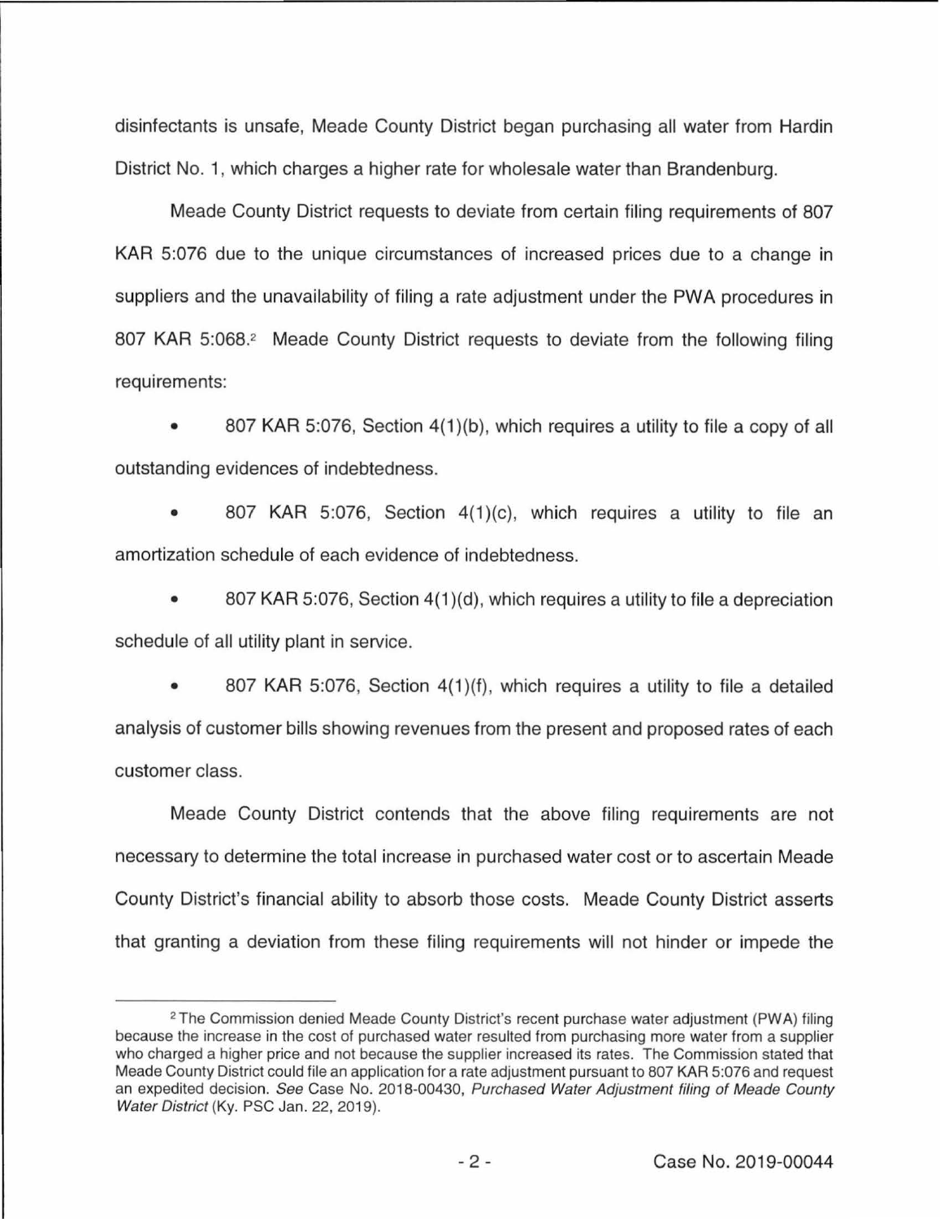disinfectants is unsafe, Meade County District began purchasing all water from Hardin District No. 1, which charges a higher rate for wholesale water than Brandenburg.

Meade County District requests to deviate from certain filing requirements of 807 KAR 5:076 due to the unique circumstances of increased prices due to a change in suppliers and the unavailability of filing a rate adjustment under the PWA procedures in 807 KAR 5:068.[2] Meade County District requests to deviate from the following filing requirements:

- 807 KAR 5:076, Section 4(1)(b), which requires a utility to file a copy of all outstanding evidences of indebtedness.
- 807 KAR 5:076, Section 4(1)(c), which requires a utility to file an amortization schedule of each evidence of indebtedness.
- 807 KAR 5:076, Section 4(1)(d), which requires a utility to file a depreciation schedule of all utility plant in service.
- 807 KAR 5:076, Section 4(1)(f), which requires a utility to file a detailed analysis of customer bills showing revenues from the present and proposed rates of each customer class.

Meade County District contends that the above filing requirements are not necessary to determine the total increase in purchased water cost or to ascertain Meade County District's financial ability to absorb those costs. Meade County District asserts that granting a deviation from these filing requirements will not hinder or impede the

---

[2] The Commission denied Meade County District's recent purchase water adjustment (PWA) filing because the increase in the cost of purchased water resulted from purchasing more water from a supplier who charged a higher price and not because the supplier increased its rates. The Commission stated that Meade County District could file an application for a rate adjustment pursuant to 807 KAR 5:076 and request an expedited decision. *See* Case No. 2018-00430, *Purchased Water Adjustment filing of Meade County Water District* (Ky. PSC Jan. 22, 2019).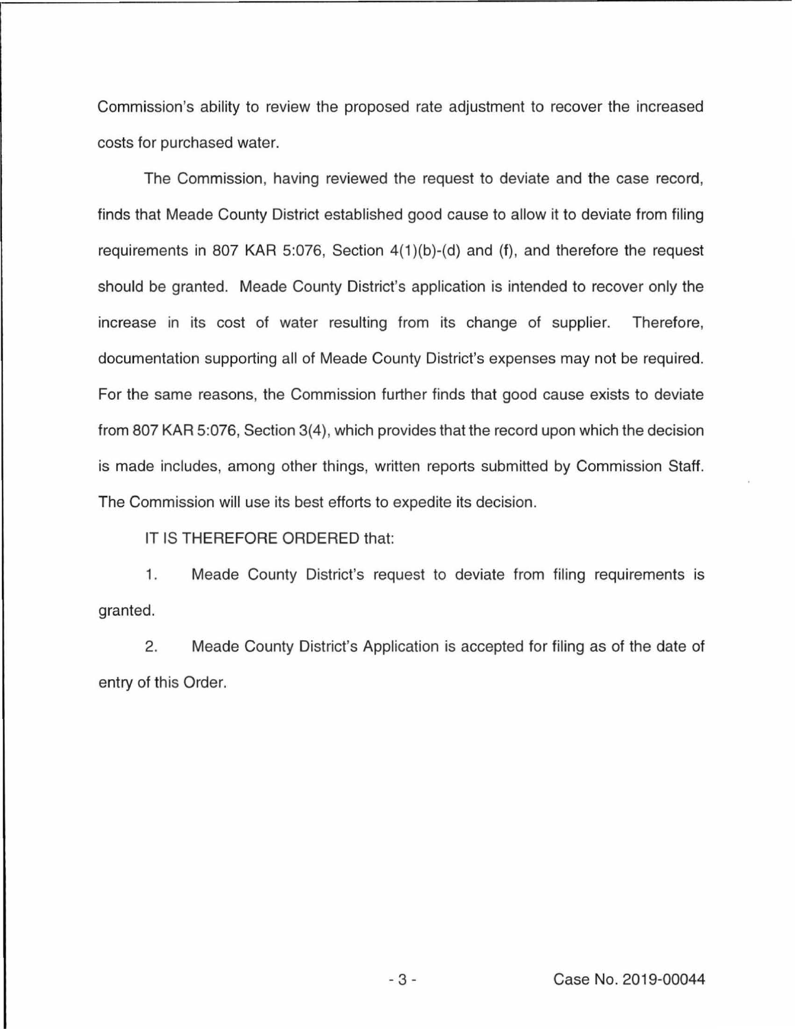Commission's ability to review the proposed rate adjustment to recover the increased costs for purchased water.

The Commission, having reviewed the request to deviate and the case record, finds that Meade County District established good cause to allow it to deviate from filing requirements in 807 KAR 5:076, Section 4(1)(b)-(d) and (f), and therefore the request should be granted. Meade County District's application is intended to recover only the increase in its cost of water resulting from its change of supplier. Therefore, documentation supporting all of Meade County District's expenses may not be required. For the same reasons, the Commission further finds that good cause exists to deviate from 807 KAR 5:076, Section 3(4), which provides that the record upon which the decision is made includes, among other things, written reports submitted by Commission Staff. The Commission will use its best efforts to expedite its decision.

IT IS THEREFORE ORDERED that:

1. Meade County District's request to deviate from filing requirements is granted.

2. Meade County District's Application is accepted for filing as of the date of entry of this Order.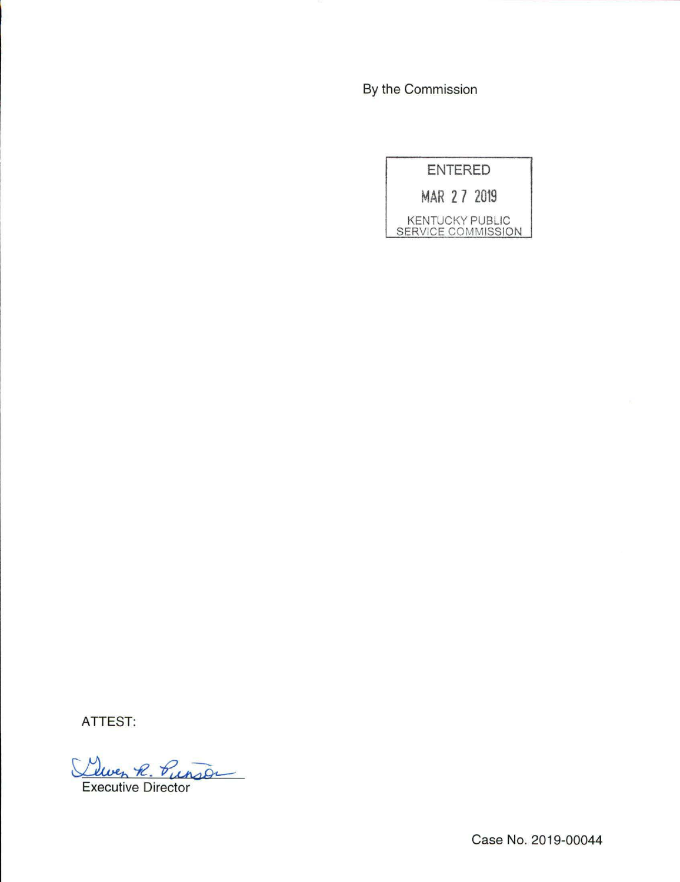By the Commission

ENTERED

MAR 27 2019

KENTUCKY PUBLIC SERVICE COMMISSION

ATTEST:

Executive Director

Case No. 2019-00044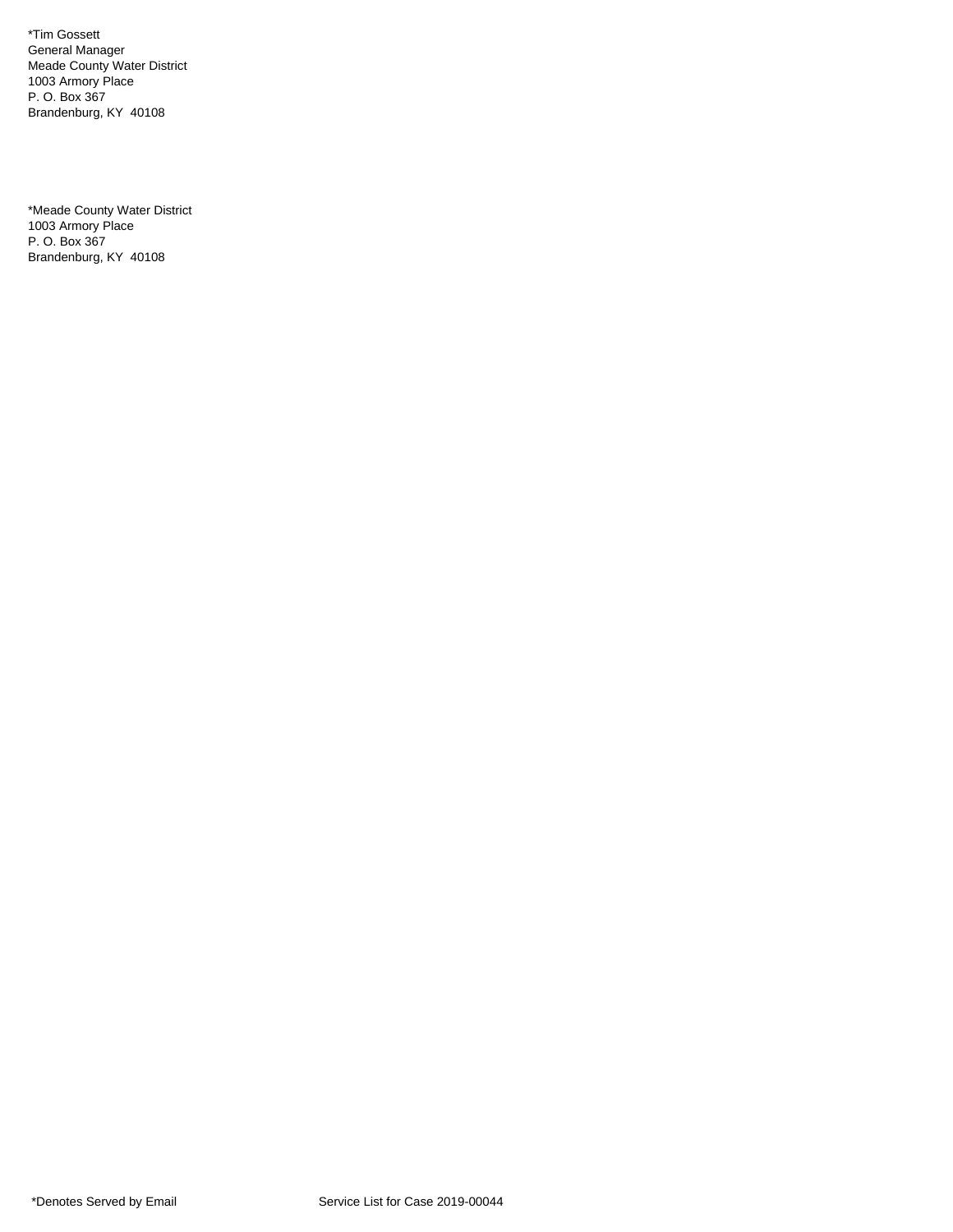*Tim Gossett
General Manager
Meade County Water District
1003 Armory Place
P. O. Box 367
Brandenburg, KY 40108

*Meade County Water District
1003 Armory Place
P. O. Box 367
Brandenburg, KY 40108